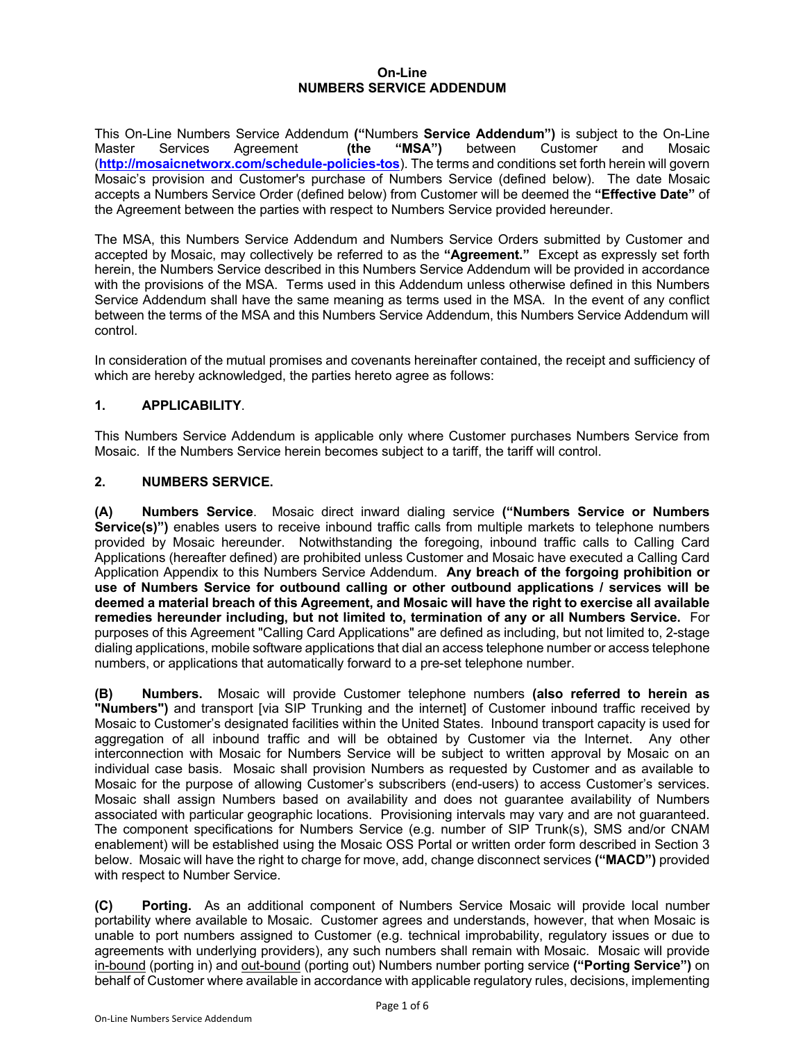**On-Line**
**NUMBERS SERVICE ADDENDUM**

This On-Line Numbers Service Addendum **("Numbers Service Addendum")** is subject to the On-Line Master Services Agreement **(the "MSA")** between Customer and Mosaic (**http://mosaicnetworx.com/schedule-policies-tos**). The terms and conditions set forth herein will govern Mosaic's provision and Customer's purchase of Numbers Service (defined below). The date Mosaic accepts a Numbers Service Order (defined below) from Customer will be deemed the **"Effective Date"** of the Agreement between the parties with respect to Numbers Service provided hereunder.

The MSA, this Numbers Service Addendum and Numbers Service Orders submitted by Customer and accepted by Mosaic, may collectively be referred to as the **"Agreement."** Except as expressly set forth herein, the Numbers Service described in this Numbers Service Addendum will be provided in accordance with the provisions of the MSA. Terms used in this Addendum unless otherwise defined in this Numbers Service Addendum shall have the same meaning as terms used in the MSA. In the event of any conflict between the terms of the MSA and this Numbers Service Addendum, this Numbers Service Addendum will control.

In consideration of the mutual promises and covenants hereinafter contained, the receipt and sufficiency of which are hereby acknowledged, the parties hereto agree as follows:

## 1. APPLICABILITY.

This Numbers Service Addendum is applicable only where Customer purchases Numbers Service from Mosaic. If the Numbers Service herein becomes subject to a tariff, the tariff will control.

## 2. NUMBERS SERVICE.

**(A) Numbers Service**. Mosaic direct inward dialing service **("Numbers Service or Numbers Service(s)")** enables users to receive inbound traffic calls from multiple markets to telephone numbers provided by Mosaic hereunder. Notwithstanding the foregoing, inbound traffic calls to Calling Card Applications (hereafter defined) are prohibited unless Customer and Mosaic have executed a Calling Card Application Appendix to this Numbers Service Addendum. **Any breach of the forgoing prohibition or use of Numbers Service for outbound calling or other outbound applications / services will be deemed a material breach of this Agreement, and Mosaic will have the right to exercise all available remedies hereunder including, but not limited to, termination of any or all Numbers Service.** For purposes of this Agreement "Calling Card Applications" are defined as including, but not limited to, 2-stage dialing applications, mobile software applications that dial an access telephone number or access telephone numbers, or applications that automatically forward to a pre-set telephone number.

**(B) Numbers.** Mosaic will provide Customer telephone numbers **(also referred to herein as "Numbers")** and transport [via SIP Trunking and the internet] of Customer inbound traffic received by Mosaic to Customer's designated facilities within the United States. Inbound transport capacity is used for aggregation of all inbound traffic and will be obtained by Customer via the Internet. Any other interconnection with Mosaic for Numbers Service will be subject to written approval by Mosaic on an individual case basis. Mosaic shall provision Numbers as requested by Customer and as available to Mosaic for the purpose of allowing Customer's subscribers (end-users) to access Customer's services. Mosaic shall assign Numbers based on availability and does not guarantee availability of Numbers associated with particular geographic locations. Provisioning intervals may vary and are not guaranteed. The component specifications for Numbers Service (e.g. number of SIP Trunk(s), SMS and/or CNAM enablement) will be established using the Mosaic OSS Portal or written order form described in Section 3 below. Mosaic will have the right to charge for move, add, change disconnect services **("MACD")** provided with respect to Number Service.

**(C) Porting.** As an additional component of Numbers Service Mosaic will provide local number portability where available to Mosaic. Customer agrees and understands, however, that when Mosaic is unable to port numbers assigned to Customer (e.g. technical improbability, regulatory issues or due to agreements with underlying providers), any such numbers shall remain with Mosaic. Mosaic will provide in-bound (porting in) and out-bound (porting out) Numbers number porting service **("Porting Service")** on behalf of Customer where available in accordance with applicable regulatory rules, decisions, implementing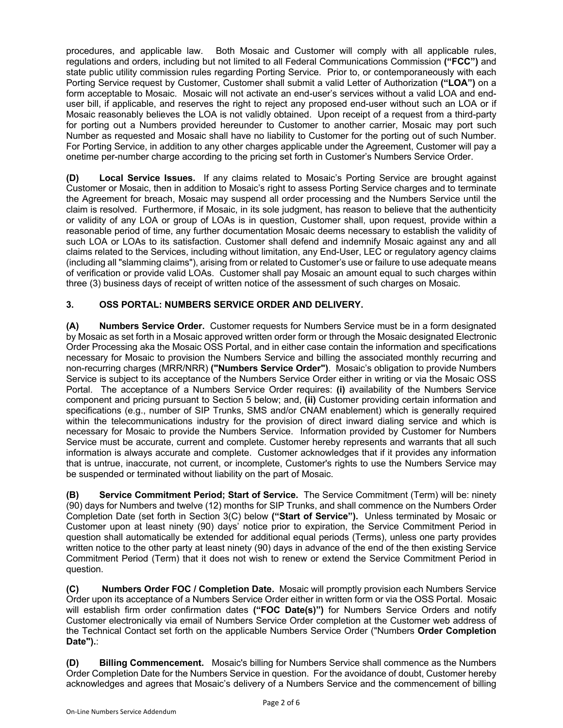procedures, and applicable law. Both Mosaic and Customer will comply with all applicable rules, regulations and orders, including but not limited to all Federal Communications Commission **("FCC")** and state public utility commission rules regarding Porting Service. Prior to, or contemporaneously with each Porting Service request by Customer, Customer shall submit a valid Letter of Authorization **("LOA")** on a form acceptable to Mosaic. Mosaic will not activate an end-user's services without a valid LOA and end-user bill, if applicable, and reserves the right to reject any proposed end-user without such an LOA or if Mosaic reasonably believes the LOA is not validly obtained. Upon receipt of a request from a third-party for porting out a Numbers provided hereunder to Customer to another carrier, Mosaic may port such Number as requested and Mosaic shall have no liability to Customer for the porting out of such Number. For Porting Service, in addition to any other charges applicable under the Agreement, Customer will pay a onetime per-number charge according to the pricing set forth in Customer's Numbers Service Order.

**(D) Local Service Issues.** If any claims related to Mosaic's Porting Service are brought against Customer or Mosaic, then in addition to Mosaic's right to assess Porting Service charges and to terminate the Agreement for breach, Mosaic may suspend all order processing and the Numbers Service until the claim is resolved. Furthermore, if Mosaic, in its sole judgment, has reason to believe that the authenticity or validity of any LOA or group of LOAs is in question, Customer shall, upon request, provide within a reasonable period of time, any further documentation Mosaic deems necessary to establish the validity of such LOA or LOAs to its satisfaction. Customer shall defend and indemnify Mosaic against any and all claims related to the Services, including without limitation, any End-User, LEC or regulatory agency claims (including all "slamming claims"), arising from or related to Customer's use or failure to use adequate means of verification or provide valid LOAs. Customer shall pay Mosaic an amount equal to such charges within three (3) business days of receipt of written notice of the assessment of such charges on Mosaic.

## 3. OSS PORTAL: NUMBERS SERVICE ORDER AND DELIVERY.

**(A) Numbers Service Order.** Customer requests for Numbers Service must be in a form designated by Mosaic as set forth in a Mosaic approved written order form or through the Mosaic designated Electronic Order Processing aka the Mosaic OSS Portal, and in either case contain the information and specifications necessary for Mosaic to provision the Numbers Service and billing the associated monthly recurring and non-recurring charges (MRR/NRR) **("Numbers Service Order")**. Mosaic's obligation to provide Numbers Service is subject to its acceptance of the Numbers Service Order either in writing or via the Mosaic OSS Portal. The acceptance of a Numbers Service Order requires: **(i)** availability of the Numbers Service component and pricing pursuant to Section 5 below; and, **(ii)** Customer providing certain information and specifications (e.g., number of SIP Trunks, SMS and/or CNAM enablement) which is generally required within the telecommunications industry for the provision of direct inward dialing service and which is necessary for Mosaic to provide the Numbers Service. Information provided by Customer for Numbers Service must be accurate, current and complete. Customer hereby represents and warrants that all such information is always accurate and complete. Customer acknowledges that if it provides any information that is untrue, inaccurate, not current, or incomplete, Customer's rights to use the Numbers Service may be suspended or terminated without liability on the part of Mosaic.

**(B) Service Commitment Period; Start of Service.** The Service Commitment (Term) will be: ninety (90) days for Numbers and twelve (12) months for SIP Trunks, and shall commence on the Numbers Order Completion Date (set forth in Section 3(C) below **("Start of Service").** Unless terminated by Mosaic or Customer upon at least ninety (90) days' notice prior to expiration, the Service Commitment Period in question shall automatically be extended for additional equal periods (Terms), unless one party provides written notice to the other party at least ninety (90) days in advance of the end of the then existing Service Commitment Period (Term) that it does not wish to renew or extend the Service Commitment Period in question.

**(C) Numbers Order FOC / Completion Date.** Mosaic will promptly provision each Numbers Service Order upon its acceptance of a Numbers Service Order either in written form or via the OSS Portal. Mosaic will establish firm order confirmation dates **("FOC Date(s)")** for Numbers Service Orders and notify Customer electronically via email of Numbers Service Order completion at the Customer web address of the Technical Contact set forth on the applicable Numbers Service Order ("Numbers **Order Completion Date").**:

**(D) Billing Commencement.** Mosaic's billing for Numbers Service shall commence as the Numbers Order Completion Date for the Numbers Service in question. For the avoidance of doubt, Customer hereby acknowledges and agrees that Mosaic's delivery of a Numbers Service and the commencement of billing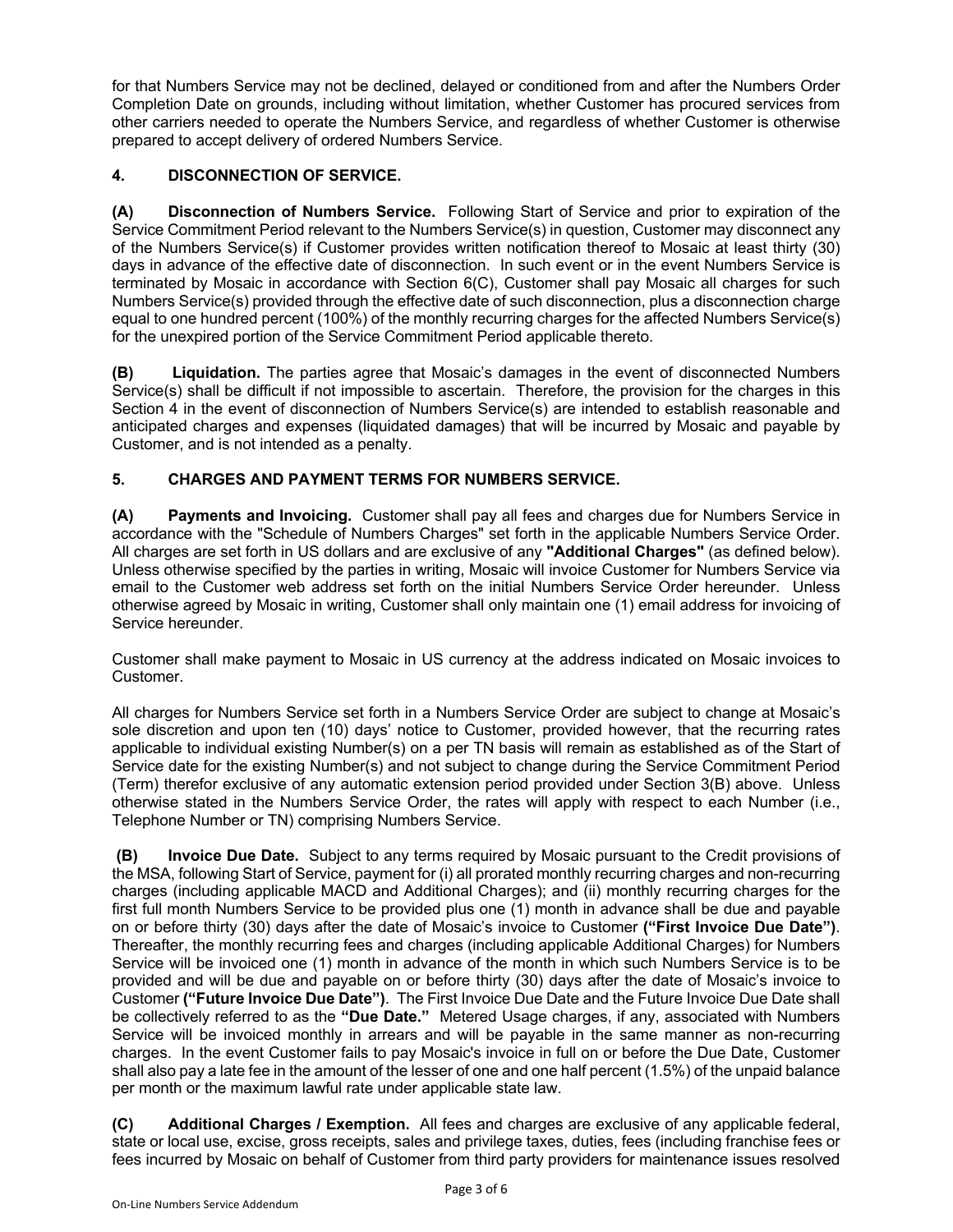for that Numbers Service may not be declined, delayed or conditioned from and after the Numbers Order Completion Date on grounds, including without limitation, whether Customer has procured services from other carriers needed to operate the Numbers Service, and regardless of whether Customer is otherwise prepared to accept delivery of ordered Numbers Service.

## 4. DISCONNECTION OF SERVICE.

**(A) Disconnection of Numbers Service.** Following Start of Service and prior to expiration of the Service Commitment Period relevant to the Numbers Service(s) in question, Customer may disconnect any of the Numbers Service(s) if Customer provides written notification thereof to Mosaic at least thirty (30) days in advance of the effective date of disconnection. In such event or in the event Numbers Service is terminated by Mosaic in accordance with Section 6(C), Customer shall pay Mosaic all charges for such Numbers Service(s) provided through the effective date of such disconnection, plus a disconnection charge equal to one hundred percent (100%) of the monthly recurring charges for the affected Numbers Service(s) for the unexpired portion of the Service Commitment Period applicable thereto.

**(B) Liquidation.** The parties agree that Mosaic's damages in the event of disconnected Numbers Service(s) shall be difficult if not impossible to ascertain. Therefore, the provision for the charges in this Section 4 in the event of disconnection of Numbers Service(s) are intended to establish reasonable and anticipated charges and expenses (liquidated damages) that will be incurred by Mosaic and payable by Customer, and is not intended as a penalty.

## 5. CHARGES AND PAYMENT TERMS FOR NUMBERS SERVICE.

**(A) Payments and Invoicing.** Customer shall pay all fees and charges due for Numbers Service in accordance with the "Schedule of Numbers Charges" set forth in the applicable Numbers Service Order. All charges are set forth in US dollars and are exclusive of any **"Additional Charges"** (as defined below). Unless otherwise specified by the parties in writing, Mosaic will invoice Customer for Numbers Service via email to the Customer web address set forth on the initial Numbers Service Order hereunder. Unless otherwise agreed by Mosaic in writing, Customer shall only maintain one (1) email address for invoicing of Service hereunder.

Customer shall make payment to Mosaic in US currency at the address indicated on Mosaic invoices to Customer.

All charges for Numbers Service set forth in a Numbers Service Order are subject to change at Mosaic's sole discretion and upon ten (10) days' notice to Customer, provided however, that the recurring rates applicable to individual existing Number(s) on a per TN basis will remain as established as of the Start of Service date for the existing Number(s) and not subject to change during the Service Commitment Period (Term) therefor exclusive of any automatic extension period provided under Section 3(B) above. Unless otherwise stated in the Numbers Service Order, the rates will apply with respect to each Number (i.e., Telephone Number or TN) comprising Numbers Service.

**(B) Invoice Due Date.** Subject to any terms required by Mosaic pursuant to the Credit provisions of the MSA, following Start of Service, payment for (i) all prorated monthly recurring charges and non-recurring charges (including applicable MACD and Additional Charges); and (ii) monthly recurring charges for the first full month Numbers Service to be provided plus one (1) month in advance shall be due and payable on or before thirty (30) days after the date of Mosaic's invoice to Customer **("First Invoice Due Date")**. Thereafter, the monthly recurring fees and charges (including applicable Additional Charges) for Numbers Service will be invoiced one (1) month in advance of the month in which such Numbers Service is to be provided and will be due and payable on or before thirty (30) days after the date of Mosaic's invoice to Customer **("Future Invoice Due Date")**. The First Invoice Due Date and the Future Invoice Due Date shall be collectively referred to as the **"Due Date."** Metered Usage charges, if any, associated with Numbers Service will be invoiced monthly in arrears and will be payable in the same manner as non-recurring charges. In the event Customer fails to pay Mosaic's invoice in full on or before the Due Date, Customer shall also pay a late fee in the amount of the lesser of one and one half percent (1.5%) of the unpaid balance per month or the maximum lawful rate under applicable state law.

**(C) Additional Charges / Exemption.** All fees and charges are exclusive of any applicable federal, state or local use, excise, gross receipts, sales and privilege taxes, duties, fees (including franchise fees or fees incurred by Mosaic on behalf of Customer from third party providers for maintenance issues resolved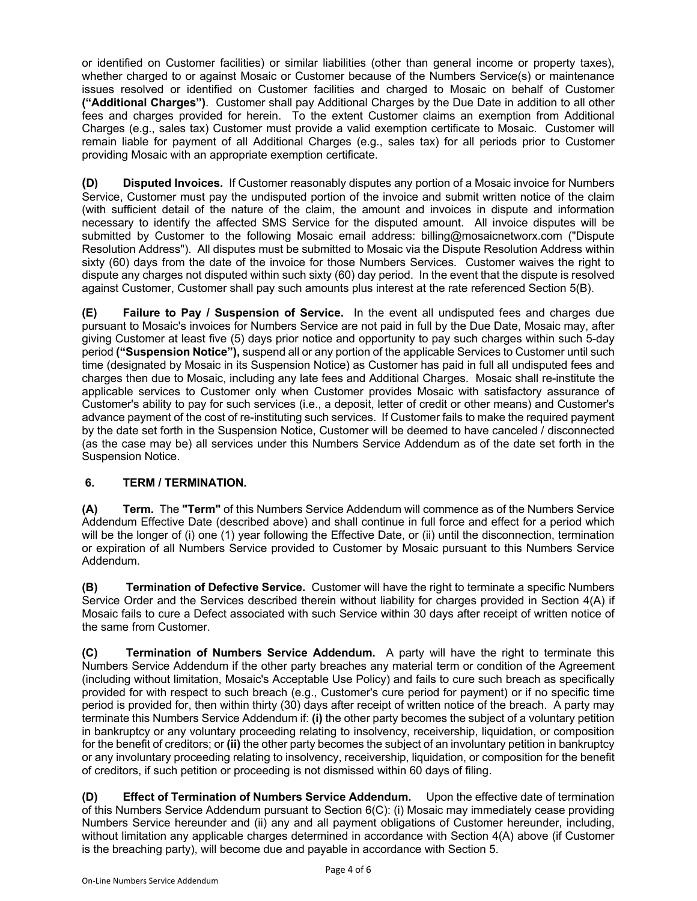or identified on Customer facilities) or similar liabilities (other than general income or property taxes), whether charged to or against Mosaic or Customer because of the Numbers Service(s) or maintenance issues resolved or identified on Customer facilities and charged to Mosaic on behalf of Customer **("Additional Charges")**. Customer shall pay Additional Charges by the Due Date in addition to all other fees and charges provided for herein. To the extent Customer claims an exemption from Additional Charges (e.g., sales tax) Customer must provide a valid exemption certificate to Mosaic. Customer will remain liable for payment of all Additional Charges (e.g., sales tax) for all periods prior to Customer providing Mosaic with an appropriate exemption certificate.

**(D) Disputed Invoices.** If Customer reasonably disputes any portion of a Mosaic invoice for Numbers Service, Customer must pay the undisputed portion of the invoice and submit written notice of the claim (with sufficient detail of the nature of the claim, the amount and invoices in dispute and information necessary to identify the affected SMS Service for the disputed amount. All invoice disputes will be submitted by Customer to the following Mosaic email address: billing@mosaicnetworx.com ("Dispute Resolution Address"). All disputes must be submitted to Mosaic via the Dispute Resolution Address within sixty (60) days from the date of the invoice for those Numbers Services. Customer waives the right to dispute any charges not disputed within such sixty (60) day period. In the event that the dispute is resolved against Customer, Customer shall pay such amounts plus interest at the rate referenced Section 5(B).

**(E) Failure to Pay / Suspension of Service.** In the event all undisputed fees and charges due pursuant to Mosaic's invoices for Numbers Service are not paid in full by the Due Date, Mosaic may, after giving Customer at least five (5) days prior notice and opportunity to pay such charges within such 5-day period **("Suspension Notice"),** suspend all or any portion of the applicable Services to Customer until such time (designated by Mosaic in its Suspension Notice) as Customer has paid in full all undisputed fees and charges then due to Mosaic, including any late fees and Additional Charges. Mosaic shall re-institute the applicable services to Customer only when Customer provides Mosaic with satisfactory assurance of Customer's ability to pay for such services (i.e., a deposit, letter of credit or other means) and Customer's advance payment of the cost of re-instituting such services. If Customer fails to make the required payment by the date set forth in the Suspension Notice, Customer will be deemed to have canceled / disconnected (as the case may be) all services under this Numbers Service Addendum as of the date set forth in the Suspension Notice.

## 6. TERM / TERMINATION.

**(A) Term.** The **"Term"** of this Numbers Service Addendum will commence as of the Numbers Service Addendum Effective Date (described above) and shall continue in full force and effect for a period which will be the longer of (i) one (1) year following the Effective Date, or (ii) until the disconnection, termination or expiration of all Numbers Service provided to Customer by Mosaic pursuant to this Numbers Service Addendum.

**(B) Termination of Defective Service.** Customer will have the right to terminate a specific Numbers Service Order and the Services described therein without liability for charges provided in Section 4(A) if Mosaic fails to cure a Defect associated with such Service within 30 days after receipt of written notice of the same from Customer.

**(C) Termination of Numbers Service Addendum.** A party will have the right to terminate this Numbers Service Addendum if the other party breaches any material term or condition of the Agreement (including without limitation, Mosaic's Acceptable Use Policy) and fails to cure such breach as specifically provided for with respect to such breach (e.g., Customer's cure period for payment) or if no specific time period is provided for, then within thirty (30) days after receipt of written notice of the breach. A party may terminate this Numbers Service Addendum if: **(i)** the other party becomes the subject of a voluntary petition in bankruptcy or any voluntary proceeding relating to insolvency, receivership, liquidation, or composition for the benefit of creditors; or **(ii)** the other party becomes the subject of an involuntary petition in bankruptcy or any involuntary proceeding relating to insolvency, receivership, liquidation, or composition for the benefit of creditors, if such petition or proceeding is not dismissed within 60 days of filing.

**(D) Effect of Termination of Numbers Service Addendum.** Upon the effective date of termination of this Numbers Service Addendum pursuant to Section 6(C): (i) Mosaic may immediately cease providing Numbers Service hereunder and (ii) any and all payment obligations of Customer hereunder, including, without limitation any applicable charges determined in accordance with Section 4(A) above (if Customer is the breaching party), will become due and payable in accordance with Section 5.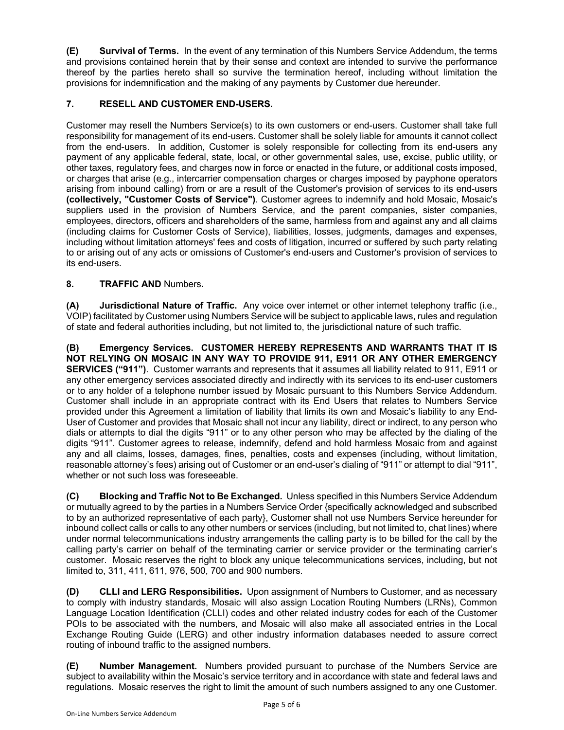**(E) Survival of Terms.** In the event of any termination of this Numbers Service Addendum, the terms and provisions contained herein that by their sense and context are intended to survive the performance thereof by the parties hereto shall so survive the termination hereof, including without limitation the provisions for indemnification and the making of any payments by Customer due hereunder.

## 7. RESELL AND CUSTOMER END-USERS.

Customer may resell the Numbers Service(s) to its own customers or end-users. Customer shall take full responsibility for management of its end-users. Customer shall be solely liable for amounts it cannot collect from the end-users. In addition, Customer is solely responsible for collecting from its end-users any payment of any applicable federal, state, local, or other governmental sales, use, excise, public utility, or other taxes, regulatory fees, and charges now in force or enacted in the future, or additional costs imposed, or charges that arise (e.g., intercarrier compensation charges or charges imposed by payphone operators arising from inbound calling) from or are a result of the Customer's provision of services to its end-users **(collectively, "Customer Costs of Service")**. Customer agrees to indemnify and hold Mosaic, Mosaic's suppliers used in the provision of Numbers Service, and the parent companies, sister companies, employees, directors, officers and shareholders of the same, harmless from and against any and all claims (including claims for Customer Costs of Service), liabilities, losses, judgments, damages and expenses, including without limitation attorneys' fees and costs of litigation, incurred or suffered by such party relating to or arising out of any acts or omissions of Customer's end-users and Customer's provision of services to its end-users.

## 8. TRAFFIC AND Numbers.

**(A) Jurisdictional Nature of Traffic.** Any voice over internet or other internet telephony traffic (i.e., VOIP) facilitated by Customer using Numbers Service will be subject to applicable laws, rules and regulation of state and federal authorities including, but not limited to, the jurisdictional nature of such traffic.

**(B) Emergency Services. CUSTOMER HEREBY REPRESENTS AND WARRANTS THAT IT IS NOT RELYING ON MOSAIC IN ANY WAY TO PROVIDE 911, E911 OR ANY OTHER EMERGENCY SERVICES ("911")**. Customer warrants and represents that it assumes all liability related to 911, E911 or any other emergency services associated directly and indirectly with its services to its end-user customers or to any holder of a telephone number issued by Mosaic pursuant to this Numbers Service Addendum. Customer shall include in an appropriate contract with its End Users that relates to Numbers Service provided under this Agreement a limitation of liability that limits its own and Mosaic's liability to any End-User of Customer and provides that Mosaic shall not incur any liability, direct or indirect, to any person who dials or attempts to dial the digits "911" or to any other person who may be affected by the dialing of the digits "911". Customer agrees to release, indemnify, defend and hold harmless Mosaic from and against any and all claims, losses, damages, fines, penalties, costs and expenses (including, without limitation, reasonable attorney's fees) arising out of Customer or an end-user's dialing of "911" or attempt to dial "911", whether or not such loss was foreseeable.

**(C) Blocking and Traffic Not to Be Exchanged.** Unless specified in this Numbers Service Addendum or mutually agreed to by the parties in a Numbers Service Order {specifically acknowledged and subscribed to by an authorized representative of each party}, Customer shall not use Numbers Service hereunder for inbound collect calls or calls to any other numbers or services (including, but not limited to, chat lines) where under normal telecommunications industry arrangements the calling party is to be billed for the call by the calling party's carrier on behalf of the terminating carrier or service provider or the terminating carrier's customer. Mosaic reserves the right to block any unique telecommunications services, including, but not limited to, 311, 411, 611, 976, 500, 700 and 900 numbers.

**(D) CLLI and LERG Responsibilities.** Upon assignment of Numbers to Customer, and as necessary to comply with industry standards, Mosaic will also assign Location Routing Numbers (LRNs), Common Language Location Identification (CLLI) codes and other related industry codes for each of the Customer POIs to be associated with the numbers, and Mosaic will also make all associated entries in the Local Exchange Routing Guide (LERG) and other industry information databases needed to assure correct routing of inbound traffic to the assigned numbers.

**(E) Number Management.** Numbers provided pursuant to purchase of the Numbers Service are subject to availability within the Mosaic's service territory and in accordance with state and federal laws and regulations. Mosaic reserves the right to limit the amount of such numbers assigned to any one Customer.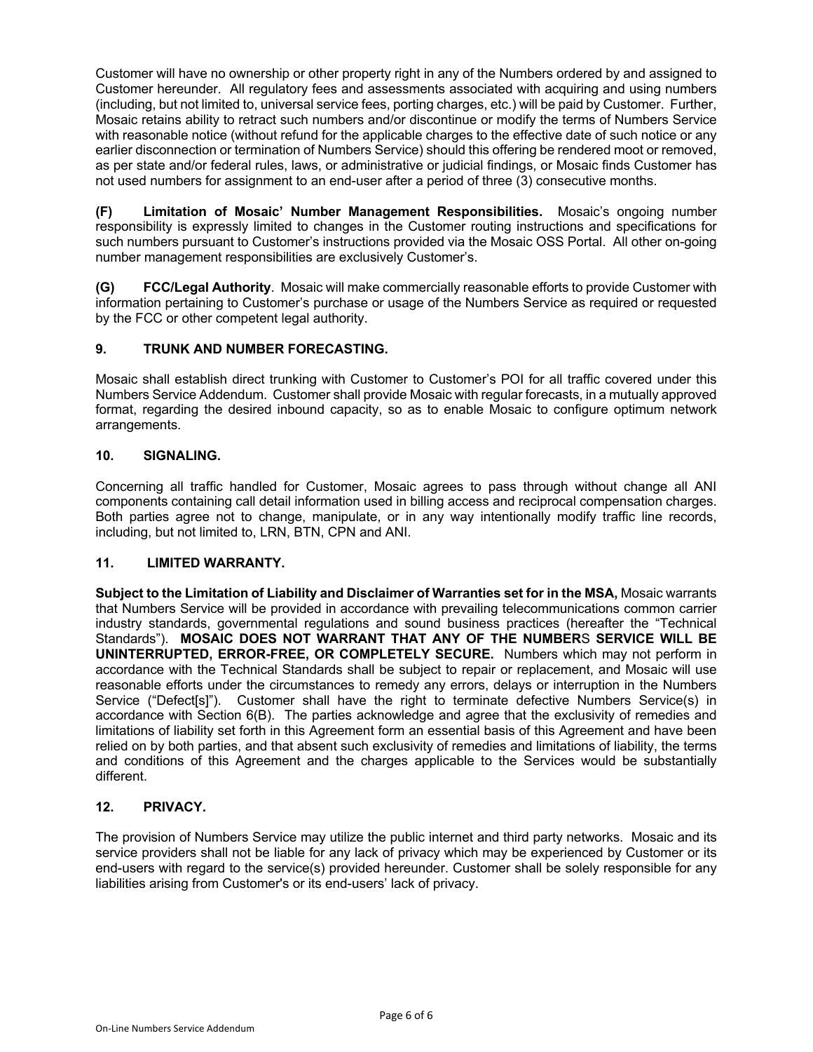Customer will have no ownership or other property right in any of the Numbers ordered by and assigned to Customer hereunder. All regulatory fees and assessments associated with acquiring and using numbers (including, but not limited to, universal service fees, porting charges, etc.) will be paid by Customer. Further, Mosaic retains ability to retract such numbers and/or discontinue or modify the terms of Numbers Service with reasonable notice (without refund for the applicable charges to the effective date of such notice or any earlier disconnection or termination of Numbers Service) should this offering be rendered moot or removed, as per state and/or federal rules, laws, or administrative or judicial findings, or Mosaic finds Customer has not used numbers for assignment to an end-user after a period of three (3) consecutive months.

**(F) Limitation of Mosaic' Number Management Responsibilities.** Mosaic's ongoing number responsibility is expressly limited to changes in the Customer routing instructions and specifications for such numbers pursuant to Customer's instructions provided via the Mosaic OSS Portal. All other on-going number management responsibilities are exclusively Customer's.

**(G) FCC/Legal Authority**. Mosaic will make commercially reasonable efforts to provide Customer with information pertaining to Customer's purchase or usage of the Numbers Service as required or requested by the FCC or other competent legal authority.

## 9. TRUNK AND NUMBER FORECASTING.

Mosaic shall establish direct trunking with Customer to Customer's POI for all traffic covered under this Numbers Service Addendum. Customer shall provide Mosaic with regular forecasts, in a mutually approved format, regarding the desired inbound capacity, so as to enable Mosaic to configure optimum network arrangements.

## 10. SIGNALING.

Concerning all traffic handled for Customer, Mosaic agrees to pass through without change all ANI components containing call detail information used in billing access and reciprocal compensation charges. Both parties agree not to change, manipulate, or in any way intentionally modify traffic line records, including, but not limited to, LRN, BTN, CPN and ANI.

## 11. LIMITED WARRANTY.

**Subject to the Limitation of Liability and Disclaimer of Warranties set for in the MSA,** Mosaic warrants that Numbers Service will be provided in accordance with prevailing telecommunications common carrier industry standards, governmental regulations and sound business practices (hereafter the "Technical Standards"). **MOSAIC DOES NOT WARRANT THAT ANY OF THE NUMBERS SERVICE WILL BE UNINTERRUPTED, ERROR-FREE, OR COMPLETELY SECURE.** Numbers which may not perform in accordance with the Technical Standards shall be subject to repair or replacement, and Mosaic will use reasonable efforts under the circumstances to remedy any errors, delays or interruption in the Numbers Service ("Defect[s]"). Customer shall have the right to terminate defective Numbers Service(s) in accordance with Section 6(B). The parties acknowledge and agree that the exclusivity of remedies and limitations of liability set forth in this Agreement form an essential basis of this Agreement and have been relied on by both parties, and that absent such exclusivity of remedies and limitations of liability, the terms and conditions of this Agreement and the charges applicable to the Services would be substantially different.

## 12. PRIVACY.

The provision of Numbers Service may utilize the public internet and third party networks. Mosaic and its service providers shall not be liable for any lack of privacy which may be experienced by Customer or its end-users with regard to the service(s) provided hereunder. Customer shall be solely responsible for any liabilities arising from Customer's or its end-users' lack of privacy.